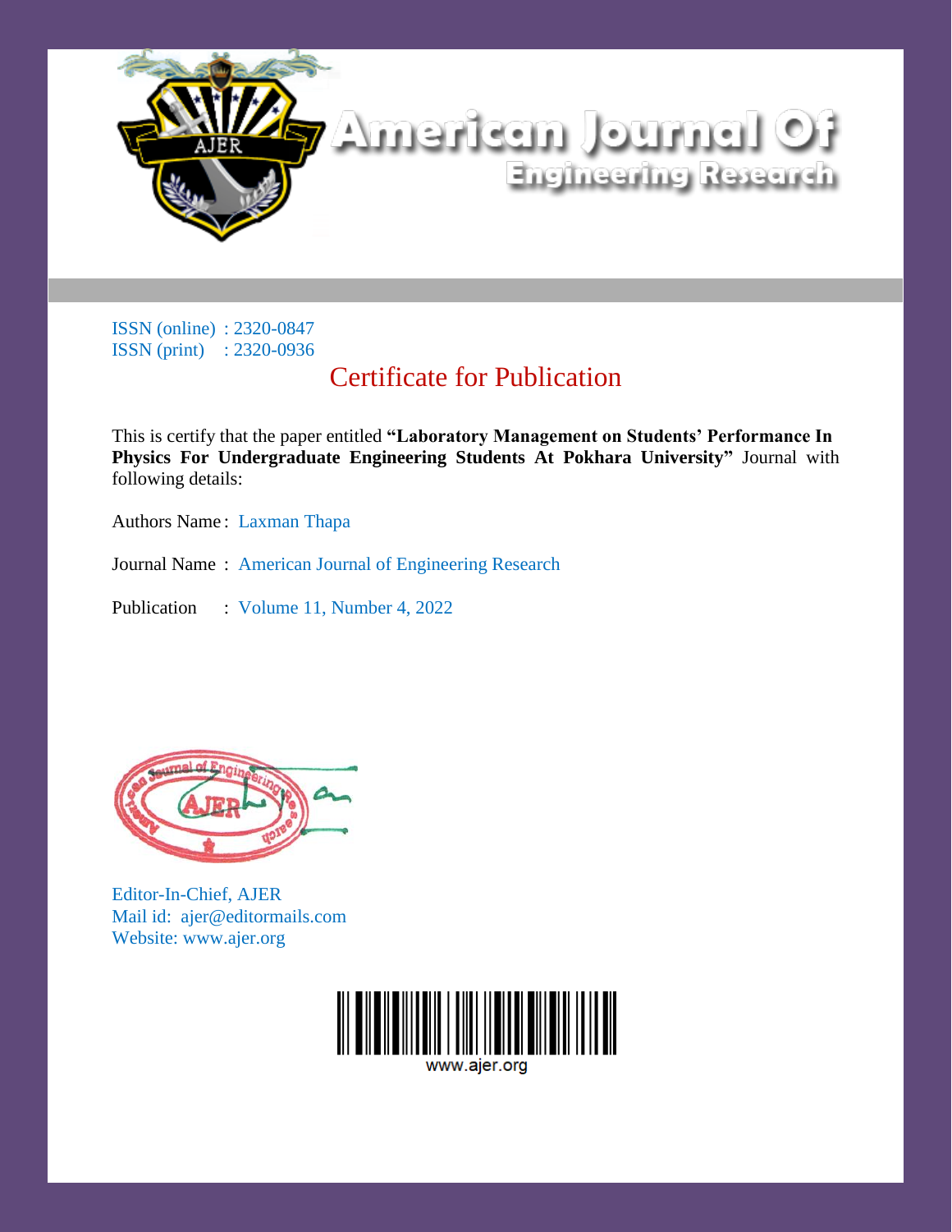# American Journal Of Engineering Research

ISSN (online) : 2320-0847
ISSN (print) : 2320-0936

## Certificate for Publication

This is certify that the paper entitled **"Laboratory Management on Students' Performance In Physics For Undergraduate Engineering Students At Pokhara University"** Journal with following details:

Authors Name : Laxman Thapa

Journal Name : American Journal of Engineering Research

Publication : Volume 11, Number 4, 2022

Editor-In-Chief, AJER
Mail id: ajer@editormails.com
Website: www.ajer.org

www.ajer.org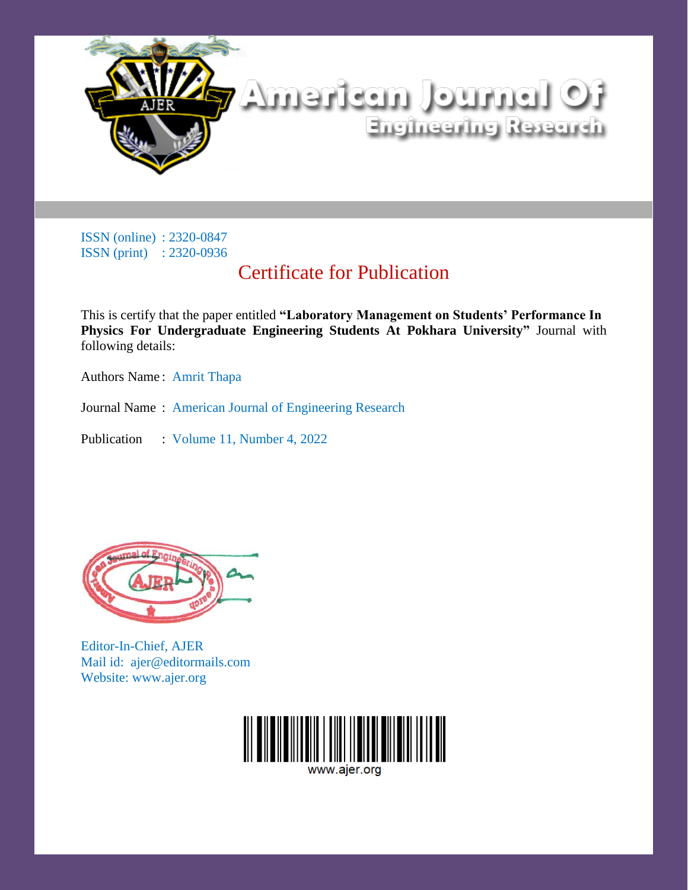# American Journal Of Engineering Research

ISSN (online) : 2320-0847
ISSN (print) : 2320-0936

## Certificate for Publication

This is certify that the paper entitled **"Laboratory Management on Students' Performance In Physics For Undergraduate Engineering Students At Pokhara University"** Journal with following details:

Authors Name : Amrit Thapa

Journal Name : American Journal of Engineering Research

Publication : Volume 11, Number 4, 2022

Editor-In-Chief, AJER
Mail id: ajer@editormails.com
Website: www.ajer.org

www.ajer.org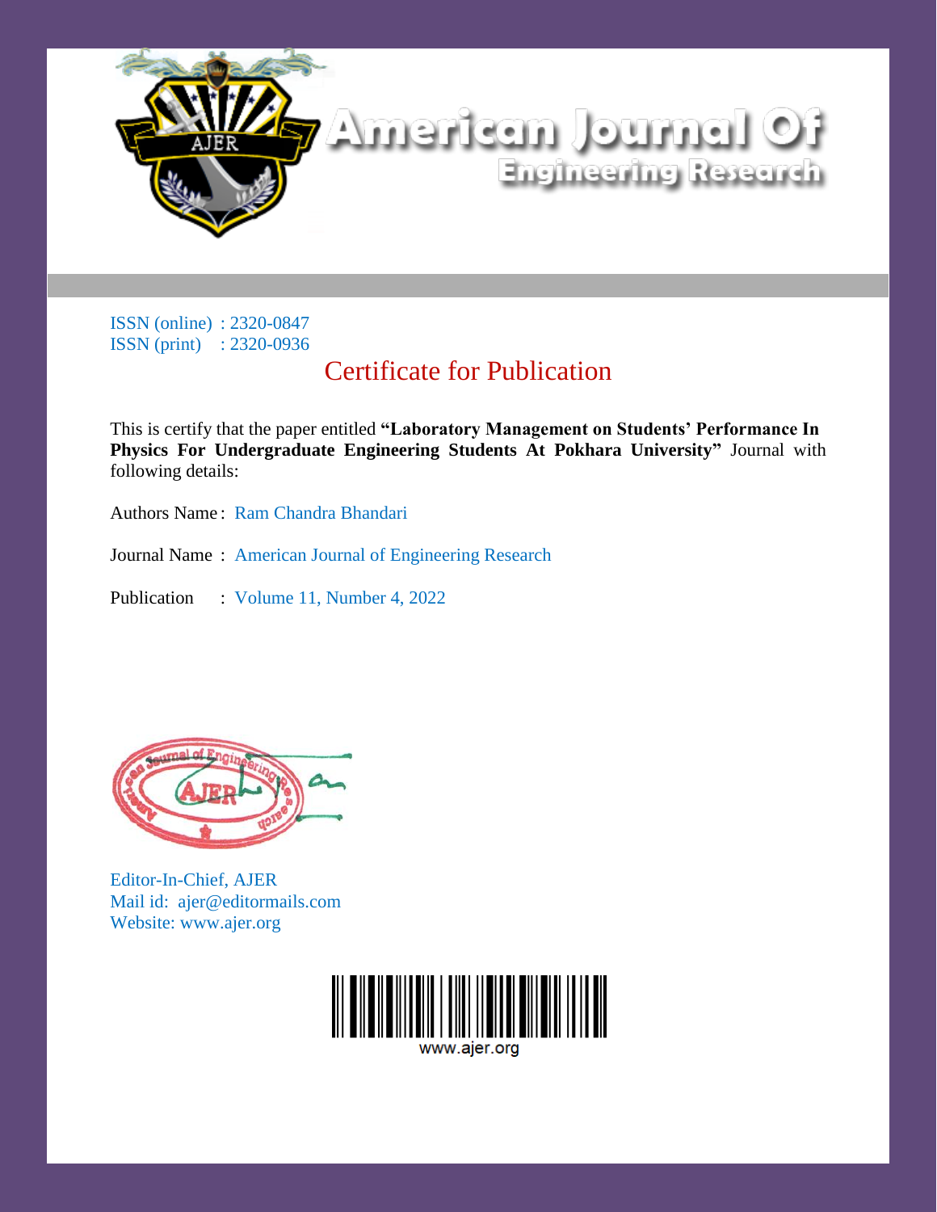# American Journal Of Engineering Research

ISSN (online) : 2320-0847
ISSN (print) : 2320-0936

## Certificate for Publication

This is certify that the paper entitled **"Laboratory Management on Students' Performance In Physics For Undergraduate Engineering Students At Pokhara University"** Journal with following details:

Authors Name : Ram Chandra Bhandari

Journal Name : American Journal of Engineering Research

Publication : Volume 11, Number 4, 2022

Editor-In-Chief, AJER
Mail id: ajer@editormails.com
Website: www.ajer.org

www.ajer.org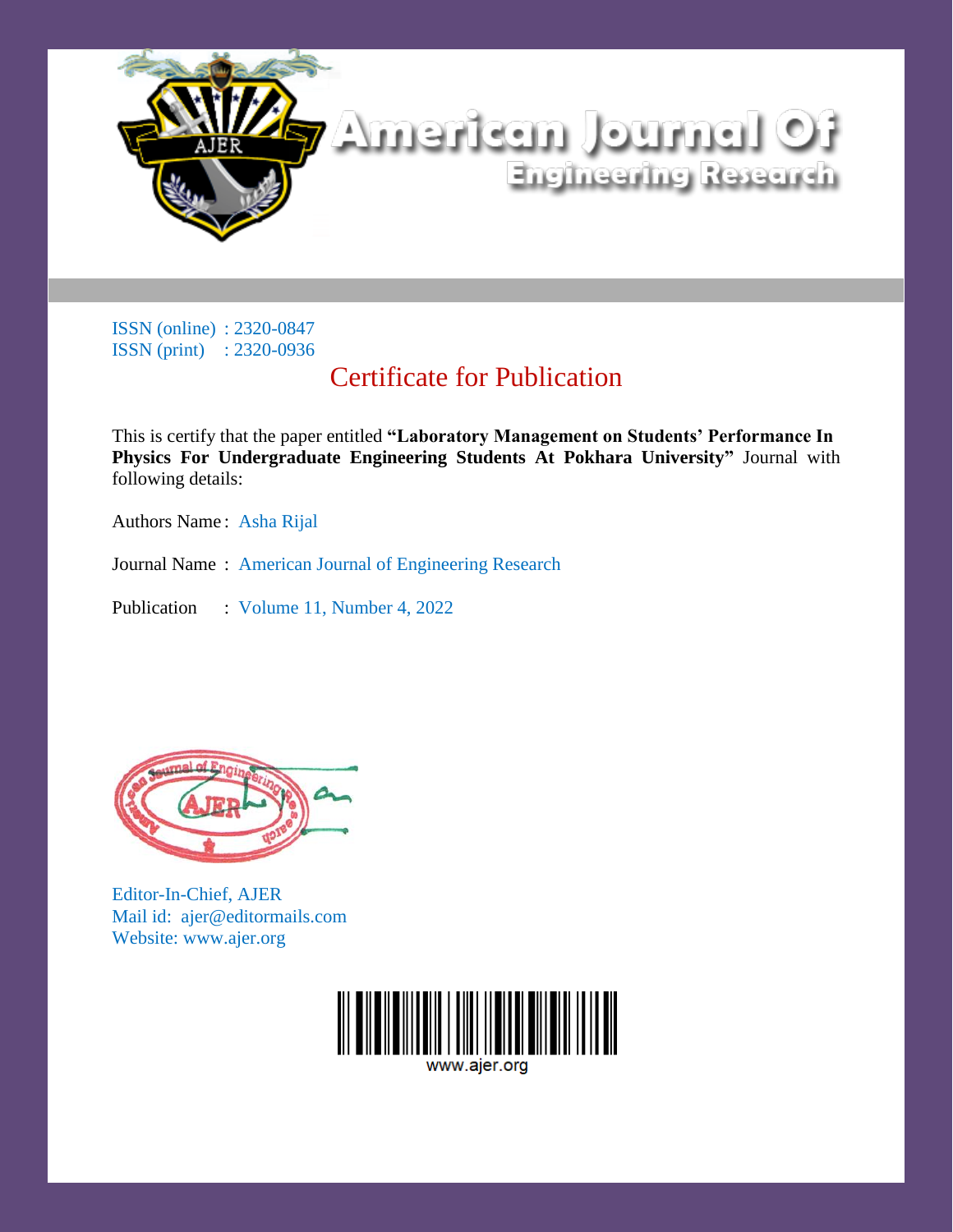# American Journal Of Engineering Research

ISSN (online) : 2320-0847
ISSN (print) : 2320-0936

## Certificate for Publication

This is certify that the paper entitled **"Laboratory Management on Students' Performance In Physics For Undergraduate Engineering Students At Pokhara University"** Journal with following details:

Authors Name : Asha Rijal

Journal Name : American Journal of Engineering Research

Publication : Volume 11, Number 4, 2022

Editor-In-Chief, AJER
Mail id: ajer@editormails.com
Website: www.ajer.org

www.ajer.org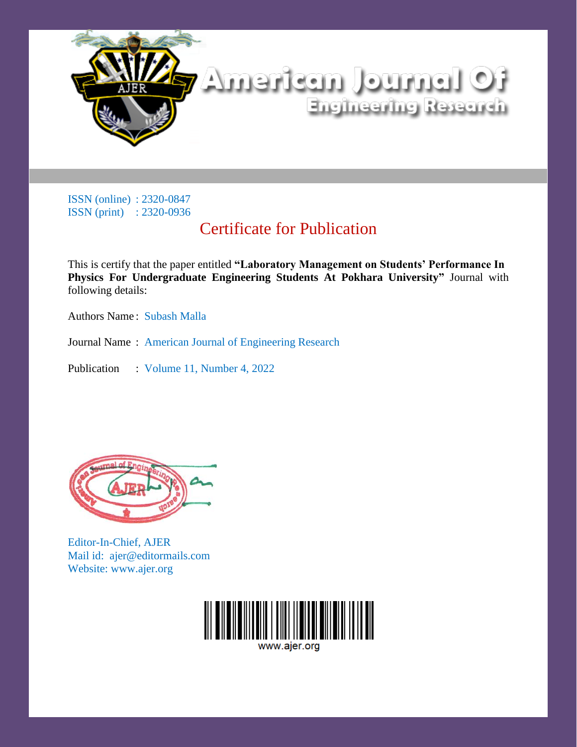# American Journal Of Engineering Research

ISSN (online) : 2320-0847
ISSN (print) : 2320-0936

## Certificate for Publication

This is certify that the paper entitled **"Laboratory Management on Students' Performance In Physics For Undergraduate Engineering Students At Pokhara University"** Journal with following details:

Authors Name : Subash Malla

Journal Name : American Journal of Engineering Research

Publication : Volume 11, Number 4, 2022

Editor-In-Chief, AJER
Mail id: ajer@editormails.com
Website: www.ajer.org

www.ajer.org